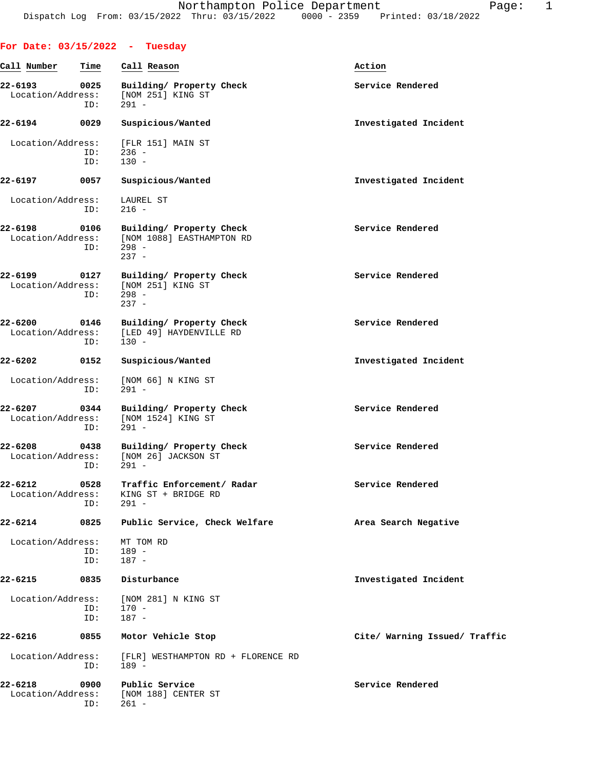# Northampton Police Department

Dispatch Log From: 03/15/2022 Thru: 03/15/2022 0000 - 2359 Printed: 03/18/2022

## For Date: 03/15/2022 - Tuesday

| Call Number | Time | Call Reason | Action |
|---|---|---|---|
| 22-6193 | 0025 | Building/ Property Check | Service Rendered |
| Location/Address: | | [NOM 251] KING ST | |
| ID: | | 291 - | |
| 22-6194 | 0029 | Suspicious/Wanted | Investigated Incident |
| Location/Address: | | [FLR 151] MAIN ST | |
| ID: | | 236 - | |
| ID: | | 130 - | |
| 22-6197 | 0057 | Suspicious/Wanted | Investigated Incident |
| Location/Address: | | LAUREL ST | |
| ID: | | 216 - | |
| 22-6198 | 0106 | Building/ Property Check | Service Rendered |
| Location/Address: | | [NOM 1088] EASTHAMPTON RD | |
| ID: | | 298 - | |
| | | 237 - | |
| 22-6199 | 0127 | Building/ Property Check | Service Rendered |
| Location/Address: | | [NOM 251] KING ST | |
| ID: | | 298 - | |
| | | 237 - | |
| 22-6200 | 0146 | Building/ Property Check | Service Rendered |
| Location/Address: | | [LED 49] HAYDENVILLE RD | |
| ID: | | 130 - | |
| 22-6202 | 0152 | Suspicious/Wanted | Investigated Incident |
| Location/Address: | | [NOM 66] N KING ST | |
| ID: | | 291 - | |
| 22-6207 | 0344 | Building/ Property Check | Service Rendered |
| Location/Address: | | [NOM 1524] KING ST | |
| ID: | | 291 - | |
| 22-6208 | 0438 | Building/ Property Check | Service Rendered |
| Location/Address: | | [NOM 26] JACKSON ST | |
| ID: | | 291 - | |
| 22-6212 | 0528 | Traffic Enforcement/ Radar | Service Rendered |
| Location/Address: | | KING ST + BRIDGE RD | |
| ID: | | 291 - | |
| 22-6214 | 0825 | Public Service, Check Welfare | Area Search Negative |
| Location/Address: | | MT TOM RD | |
| ID: | | 189 - | |
| ID: | | 187 - | |
| 22-6215 | 0835 | Disturbance | Investigated Incident |
| Location/Address: | | [NOM 281] N KING ST | |
| ID: | | 170 - | |
| ID: | | 187 - | |
| 22-6216 | 0855 | Motor Vehicle Stop | Cite/ Warning Issued/ Traffic |
| Location/Address: | | [FLR] WESTHAMPTON RD + FLORENCE RD | |
| ID: | | 189 - | |
| 22-6218 | 0900 | Public Service | Service Rendered |
| Location/Address: | | [NOM 188] CENTER ST | |
| ID: | | 261 - | |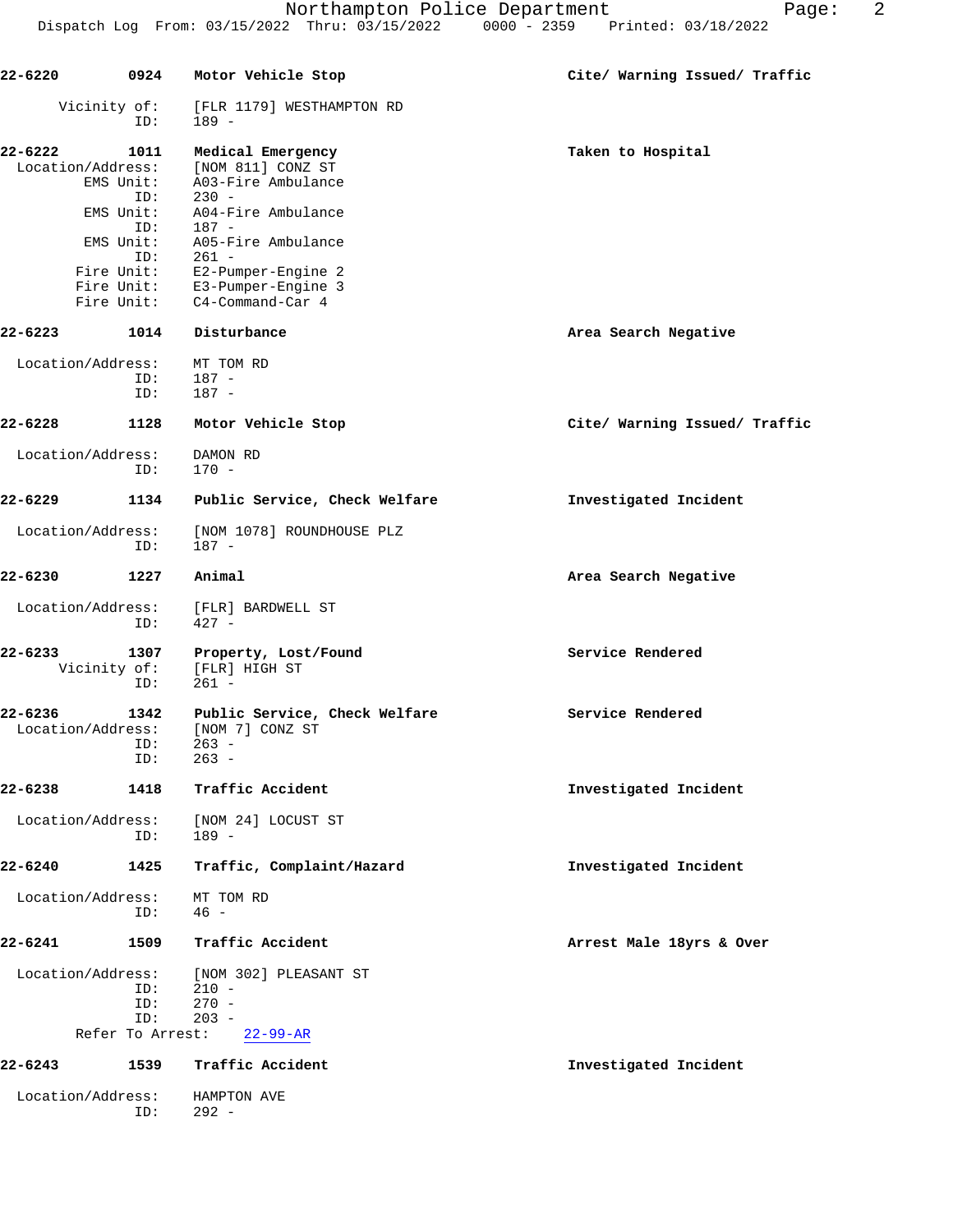| Call # | Time | Call Reason | Action |
|---|---|---|---|
| 22-6220 | 0924 | Motor Vehicle Stop | Cite/ Warning Issued/ Traffic |

Vicinity of: [FLR 1179] WESTHAMPTON RD
ID: 189 -

| 22-6222 | 1011 | Medical Emergency | Taken to Hospital |
|---|---|---|---|

Location/Address: [NOM 811] CONZ ST
EMS Unit: A03-Fire Ambulance
ID: 230 -
EMS Unit: A04-Fire Ambulance
ID: 187 -
EMS Unit: A05-Fire Ambulance
ID: 261 -
Fire Unit: E2-Pumper-Engine 2
Fire Unit: E3-Pumper-Engine 3
Fire Unit: C4-Command-Car 4

| 22-6223 | 1014 | Disturbance | Area Search Negative |
|---|---|---|---|

Location/Address: MT TOM RD
ID: 187 -
ID: 187 -

| 22-6228 | 1128 | Motor Vehicle Stop | Cite/ Warning Issued/ Traffic |
|---|---|---|---|

Location/Address: DAMON RD
ID: 170 -

| 22-6229 | 1134 | Public Service, Check Welfare | Investigated Incident |
|---|---|---|---|

Location/Address: [NOM 1078] ROUNDHOUSE PLZ
ID: 187 -

| 22-6230 | 1227 | Animal | Area Search Negative |
|---|---|---|---|

Location/Address: [FLR] BARDWELL ST
ID: 427 -

| 22-6233 | 1307 | Property, Lost/Found | Service Rendered |
|---|---|---|---|

Vicinity of: [FLR] HIGH ST
ID: 261 -

| 22-6236 | 1342 | Public Service, Check Welfare | Service Rendered |
|---|---|---|---|

Location/Address: [NOM 7] CONZ ST
ID: 263 -
ID: 263 -

| 22-6238 | 1418 | Traffic Accident | Investigated Incident |
|---|---|---|---|

Location/Address: [NOM 24] LOCUST ST
ID: 189 -

| 22-6240 | 1425 | Traffic, Complaint/Hazard | Investigated Incident |
|---|---|---|---|

Location/Address: MT TOM RD
ID: 46 -

| 22-6241 | 1509 | Traffic Accident | Arrest Male 18yrs & Over |
|---|---|---|---|

Location/Address: [NOM 302] PLEASANT ST
ID: 210 -
ID: 270 -
ID: 203 -
Refer To Arrest: 22-99-AR

| 22-6243 | 1539 | Traffic Accident | Investigated Incident |
|---|---|---|---|

Location/Address: HAMPTON AVE
ID: 292 -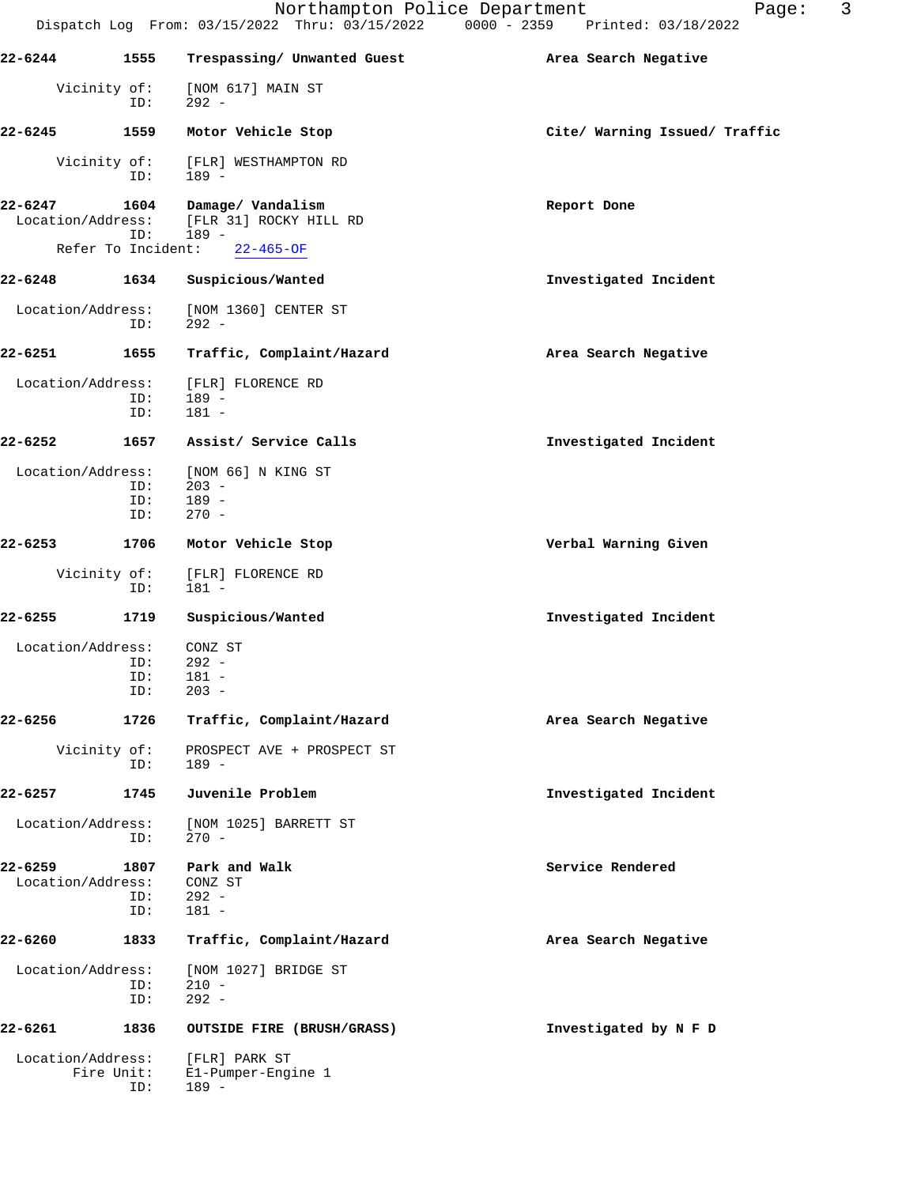22-6244 **1555** **Trespassing/ Unwanted Guest** **Area Search Negative**

Vicinity of: [NOM 617] MAIN ST
ID: 292 -

22-6245 **1559** **Motor Vehicle Stop** **Cite/ Warning Issued/ Traffic**

Vicinity of: [FLR] WESTHAMPTON RD
ID: 189 -

22-6247 **1604** **Damage/ Vandalism** **Report Done**
Location/Address: [FLR 31] ROCKY HILL RD
ID: 189 -
Refer To Incident: 22-465-OF

22-6248 **1634** **Suspicious/Wanted** **Investigated Incident**

Location/Address: [NOM 1360] CENTER ST
ID: 292 -

22-6251 **1655** **Traffic, Complaint/Hazard** **Area Search Negative**

Location/Address: [FLR] FLORENCE RD
ID: 189 -
ID: 181 -

22-6252 **1657** **Assist/ Service Calls** **Investigated Incident**

Location/Address: [NOM 66] N KING ST
ID: 203 -
ID: 189 -
ID: 270 -

22-6253 **1706** **Motor Vehicle Stop** **Verbal Warning Given**

Vicinity of: [FLR] FLORENCE RD
ID: 181 -

22-6255 **1719** **Suspicious/Wanted** **Investigated Incident**

Location/Address: CONZ ST
ID: 292 -
ID: 181 -
ID: 203 -

22-6256 **1726** **Traffic, Complaint/Hazard** **Area Search Negative**

Vicinity of: PROSPECT AVE + PROSPECT ST
ID: 189 -

22-6257 **1745** **Juvenile Problem** **Investigated Incident**

Location/Address: [NOM 1025] BARRETT ST
ID: 270 -

22-6259 **1807** **Park and Walk** **Service Rendered**
Location/Address: CONZ ST
ID: 292 -
ID: 181 -

22-6260 **1833** **Traffic, Complaint/Hazard** **Area Search Negative**

Location/Address: [NOM 1027] BRIDGE ST
ID: 210 -
ID: 292 -

22-6261 **1836** **OUTSIDE FIRE (BRUSH/GRASS)** **Investigated by N F D**

Location/Address: [FLR] PARK ST
Fire Unit: E1-Pumper-Engine 1
ID: 189 -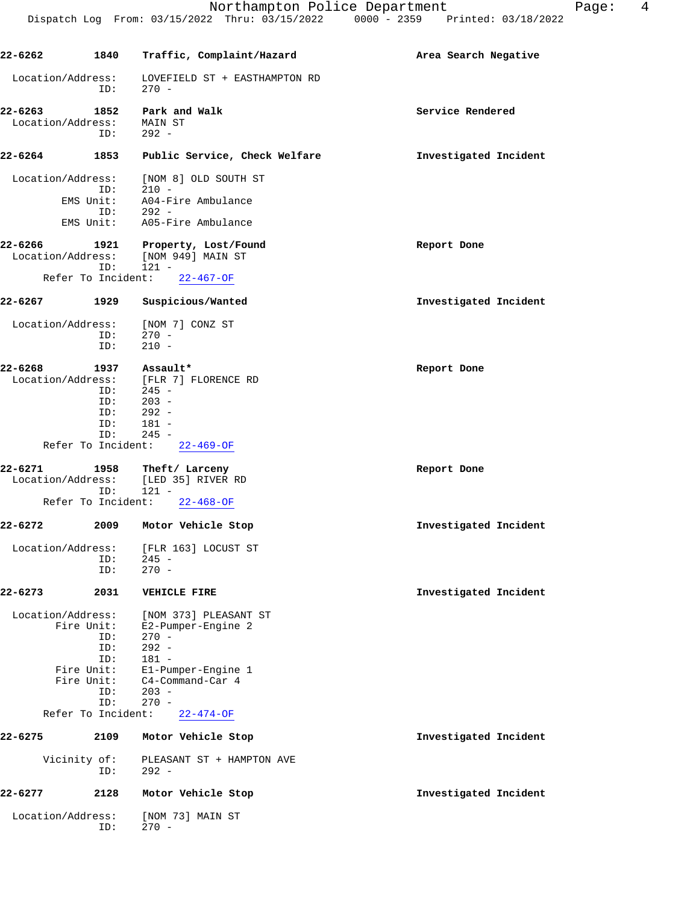**22-6262** 1840 **Traffic, Complaint/Hazard** **Area Search Negative**

Location/Address: LOVEFIELD ST + EASTHAMPTON RD
ID: 270 -

**22-6263** 1852 **Park and Walk** **Service Rendered**
Location/Address: MAIN ST
ID: 292 -

**22-6264** 1853 **Public Service, Check Welfare** **Investigated Incident**

Location/Address: [NOM 8] OLD SOUTH ST
ID: 210 -
EMS Unit: A04-Fire Ambulance
ID: 292 -
EMS Unit: A05-Fire Ambulance

**22-6266** 1921 **Property, Lost/Found** **Report Done**
Location/Address: [NOM 949] MAIN ST
ID: 121 -
Refer To Incident: 22-467-OF

**22-6267** 1929 **Suspicious/Wanted** **Investigated Incident**

Location/Address: [NOM 7] CONZ ST
ID: 270 -
ID: 210 -

**22-6268** 1937 **Assault*** **Report Done**
Location/Address: [FLR 7] FLORENCE RD
ID: 245 -
ID: 203 -
ID: 292 -
ID: 181 -
ID: 245 -
Refer To Incident: 22-469-OF

**22-6271** 1958 **Theft/ Larceny** **Report Done**
Location/Address: [LED 35] RIVER RD
ID: 121 -
Refer To Incident: 22-468-OF

**22-6272** 2009 **Motor Vehicle Stop** **Investigated Incident**

Location/Address: [FLR 163] LOCUST ST
ID: 245 -
ID: 270 -

**22-6273** 2031 **VEHICLE FIRE** **Investigated Incident**

Location/Address: [NOM 373] PLEASANT ST
Fire Unit: E2-Pumper-Engine 2
ID: 270 -
ID: 292 -
ID: 181 -
Fire Unit: E1-Pumper-Engine 1
Fire Unit: C4-Command-Car 4
ID: 203 -
ID: 270 -
Refer To Incident: 22-474-OF

**22-6275** 2109 **Motor Vehicle Stop** **Investigated Incident**

Vicinity of: PLEASANT ST + HAMPTON AVE
ID: 292 -

**22-6277** 2128 **Motor Vehicle Stop** **Investigated Incident**

Location/Address: [NOM 73] MAIN ST
ID: 270 -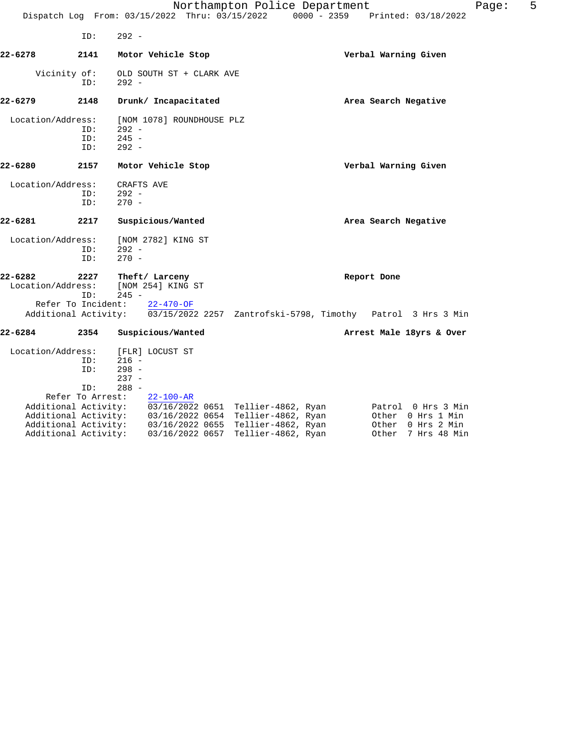ID: 292 -

**22-6278 2141 Motor Vehicle Stop** **Verbal Warning Given**

Vicinity of: OLD SOUTH ST + CLARK AVE
ID: 292 -

**22-6279 2148 Drunk/ Incapacitated** **Area Search Negative**

Location/Address: [NOM 1078] ROUNDHOUSE PLZ
ID: 292 -
ID: 245 -
ID: 292 -

**22-6280 2157 Motor Vehicle Stop** **Verbal Warning Given**

Location/Address: CRAFTS AVE
ID: 292 -
ID: 270 -

**22-6281 2217 Suspicious/Wanted** **Area Search Negative**

Location/Address: [NOM 2782] KING ST
ID: 292 -
ID: 270 -

**22-6282 2227 Theft/ Larceny** **Report Done**
Location/Address: [NOM 254] KING ST
ID: 245 -
Refer To Incident: 22-470-OF
Additional Activity: 03/15/2022 2257 Zantrofski-5798, Timothy Patrol 3 Hrs 3 Min

**22-6284 2354 Suspicious/Wanted** **Arrest Male 18yrs & Over**

Location/Address: [FLR] LOCUST ST
ID: 216 -
ID: 298 -
237 -
ID: 288 -
Refer To Arrest: 22-100-AR
Additional Activity: 03/16/2022 0651 Tellier-4862, Ryan Patrol 0 Hrs 3 Min
Additional Activity: 03/16/2022 0654 Tellier-4862, Ryan Other 0 Hrs 1 Min
Additional Activity: 03/16/2022 0655 Tellier-4862, Ryan Other 0 Hrs 2 Min
Additional Activity: 03/16/2022 0657 Tellier-4862, Ryan Other 7 Hrs 48 Min